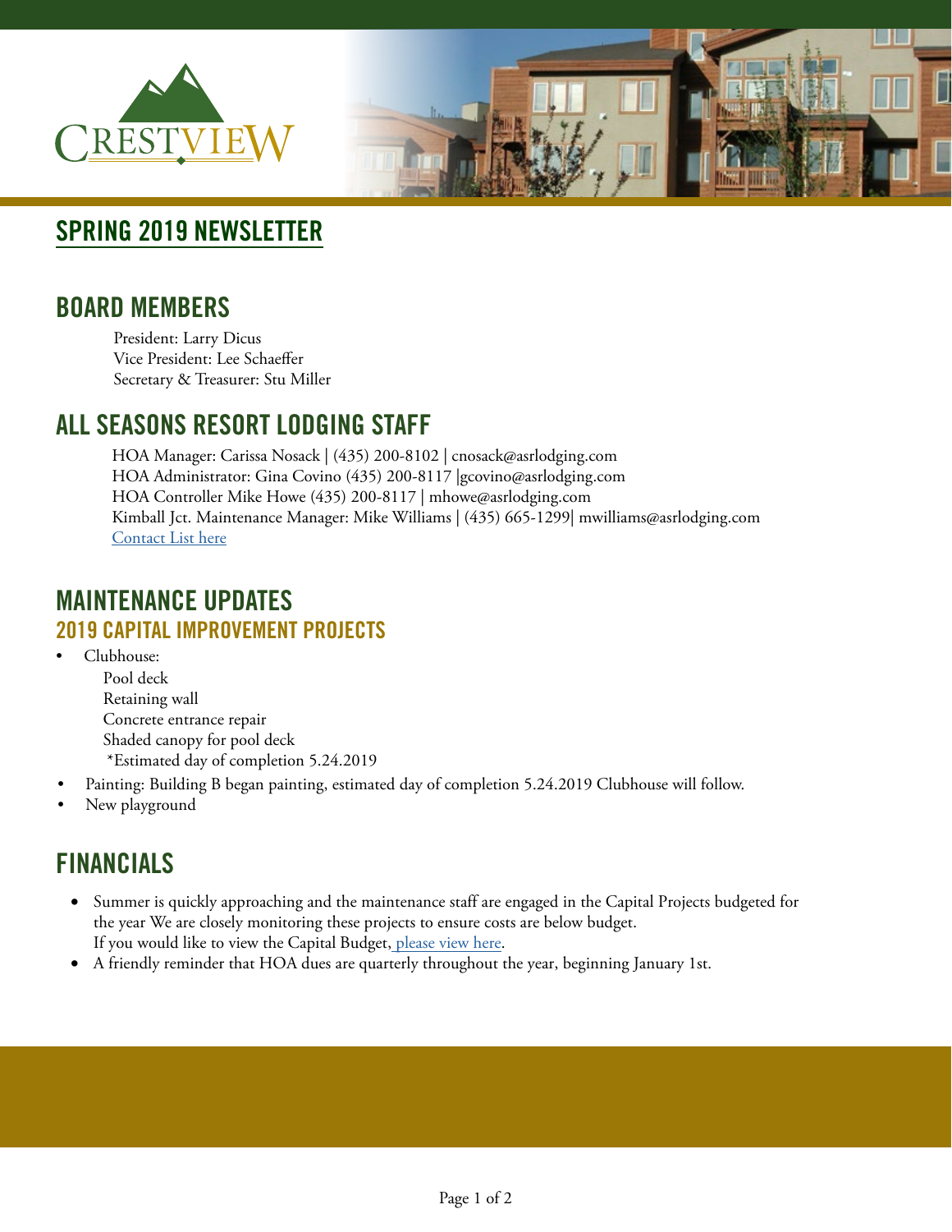# SPRING 2019 NEWSLETTER

## BOARD MEMBERS

President: Larry Dicus
Vice President: Lee Schaeffer
Secretary & Treasurer: Stu Miller

## ALL SEASONS RESORT LODGING STAFF

HOA Manager: Carissa Nosack | (435) 200-8102 | cnosack@asrlodging.com
HOA Administrator: Gina Covino (435) 200-8117 |gcovino@asrlodging.com
HOA Controller Mike Howe (435) 200-8117 | mhowe@asrlodging.com
Kimball Jct. Maintenance Manager: Mike Williams | (435) 665-1299| mwilliams@asrlodging.com
Contact List here

## MAINTENANCE UPDATES

### 2019 CAPITAL IMPROVEMENT PROJECTS

- Clubhouse:
  Pool deck
  Retaining wall
  Concrete entrance repair
  Shaded canopy for pool deck
  *Estimated day of completion 5.24.2019
- Painting: Building B began painting, estimated day of completion 5.24.2019 Clubhouse will follow.
- New playground

## FINANCIALS

- Summer is quickly approaching and the maintenance staff are engaged in the Capital Projects budgeted for the year We are closely monitoring these projects to ensure costs are below budget.
  If you would like to view the Capital Budget, please view here.
- A friendly reminder that HOA dues are quarterly throughout the year, beginning January 1st.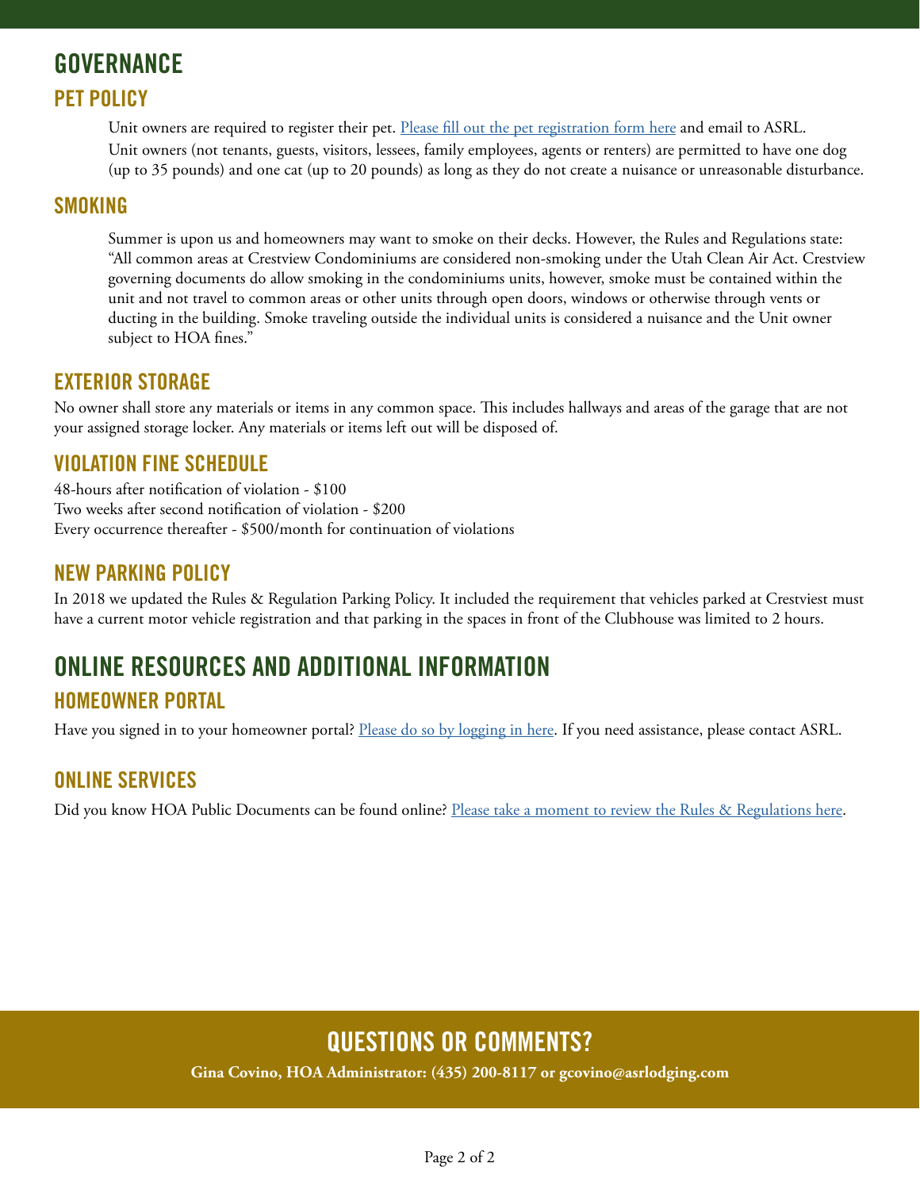# GOVERNANCE

## PET POLICY

Unit owners are required to register their pet. [Please fill out the pet registration form here]() and email to ASRL.
Unit owners (not tenants, guests, visitors, lessees, family employees, agents or renters) are permitted to have one dog (up to 35 pounds) and one cat (up to 20 pounds) as long as they do not create a nuisance or unreasonable disturbance.

## SMOKING

Summer is upon us and homeowners may want to smoke on their decks. However, the Rules and Regulations state: "All common areas at Crestview Condominiums are considered non-smoking under the Utah Clean Air Act. Crestview governing documents do allow smoking in the condominiums units, however, smoke must be contained within the unit and not travel to common areas or other units through open doors, windows or otherwise through vents or ducting in the building. Smoke traveling outside the individual units is considered a nuisance and the Unit owner subject to HOA fines."

## EXTERIOR STORAGE

No owner shall store any materials or items in any common space. This includes hallways and areas of the garage that are not your assigned storage locker. Any materials or items left out will be disposed of.

## VIOLATION FINE SCHEDULE

48-hours after notification of violation - $100
Two weeks after second notification of violation - $200
Every occurrence thereafter - $500/month for continuation of violations

## NEW PARKING POLICY

In 2018 we updated the Rules & Regulation Parking Policy. It included the requirement that vehicles parked at Crestviest must have a current motor vehicle registration and that parking in the spaces in front of the Clubhouse was limited to 2 hours.

# ONLINE RESOURCES AND ADDITIONAL INFORMATION

## HOMEOWNER PORTAL

Have you signed in to your homeowner portal? [Please do so by logging in here](). If you need assistance, please contact ASRL.

## ONLINE SERVICES

Did you know HOA Public Documents can be found online? [Please take a moment to review the Rules & Regulations here]().

## QUESTIONS OR COMMENTS?

**Gina Covino, HOA Administrator: (435) 200-8117 or gcovino@asrlodging.com**